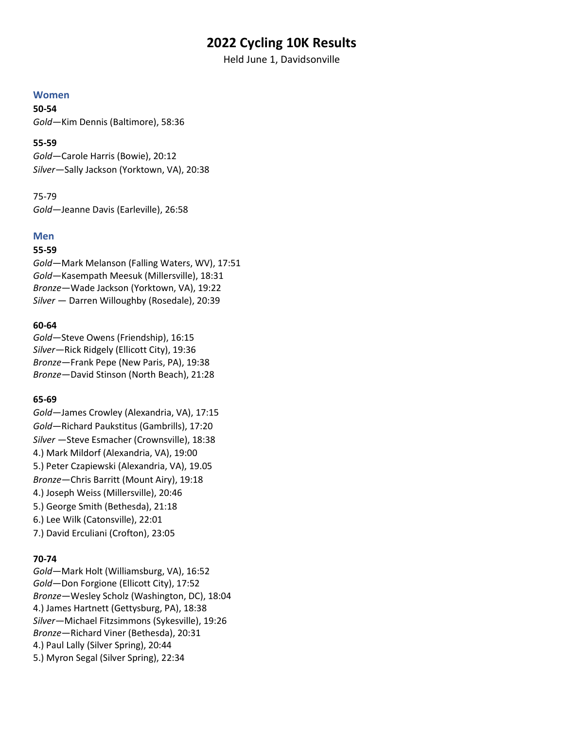# 2022 Cycling 10K Results

Held June 1, Davidsonville

## Women

**50-54**

*Gold*—Kim Dennis (Baltimore), 58:36

**55-59**

*Gold*—Carole Harris (Bowie), 20:12
*Silver*—Sally Jackson (Yorktown, VA), 20:38

75-79

*Gold*—Jeanne Davis (Earleville), 26:58

## Men

**55-59**

*Gold*—Mark Melanson (Falling Waters, WV), 17:51
*Gold*—Kasempath Meesuk (Millersville), 18:31
*Bronze*—Wade Jackson (Yorktown, VA), 19:22
*Silver* — Darren Willoughby (Rosedale), 20:39

**60-64**

*Gold*—Steve Owens (Friendship), 16:15
*Silver*—Rick Ridgely (Ellicott City), 19:36
*Bronze*—Frank Pepe (New Paris, PA), 19:38
*Bronze*—David Stinson (North Beach), 21:28

**65-69**

*Gold*—James Crowley (Alexandria, VA), 17:15
*Gold*—Richard Paukstitus (Gambrills), 17:20
*Silver* —Steve Esmacher (Crownsville), 18:38
4.) Mark Mildorf (Alexandria, VA), 19:00
5.) Peter Czapiewski (Alexandria, VA), 19.05
*Bronze*—Chris Barritt (Mount Airy), 19:18
4.) Joseph Weiss (Millersville), 20:46
5.) George Smith (Bethesda), 21:18
6.) Lee Wilk (Catonsville), 22:01
7.) David Erculiani (Crofton), 23:05

**70-74**

*Gold*—Mark Holt (Williamsburg, VA), 16:52
*Gold*—Don Forgione (Ellicott City), 17:52
*Bronze*—Wesley Scholz (Washington, DC), 18:04
4.) James Hartnett (Gettysburg, PA), 18:38
*Silver*—Michael Fitzsimmons (Sykesville), 19:26
*Bronze*—Richard Viner (Bethesda), 20:31
4.) Paul Lally (Silver Spring), 20:44
5.) Myron Segal (Silver Spring), 22:34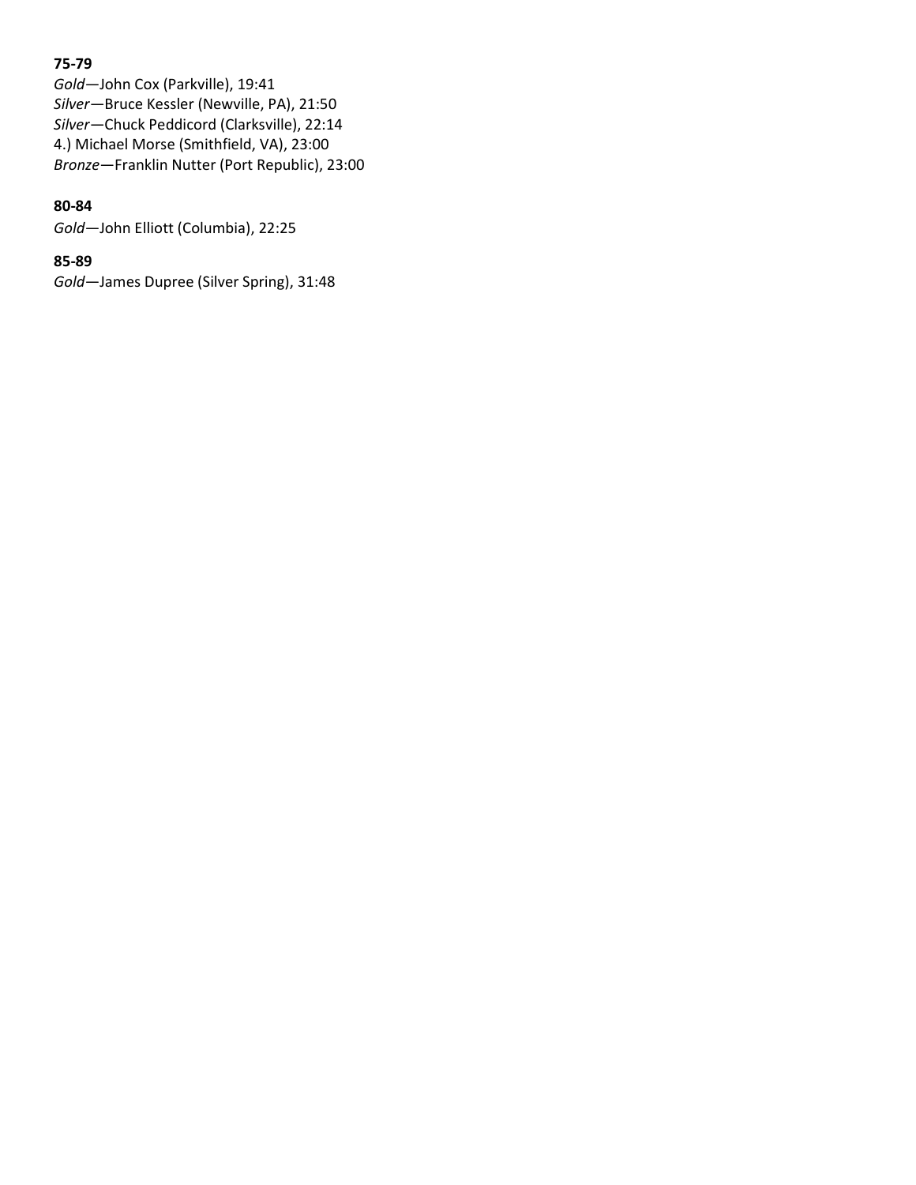**75-79**
*Gold*—John Cox (Parkville), 19:41
*Silver*—Bruce Kessler (Newville, PA), 21:50
*Silver*—Chuck Peddicord (Clarksville), 22:14
4.) Michael Morse (Smithfield, VA), 23:00
*Bronze*—Franklin Nutter (Port Republic), 23:00

**80-84**
*Gold*—John Elliott (Columbia), 22:25

**85-89**
*Gold*—James Dupree (Silver Spring), 31:48